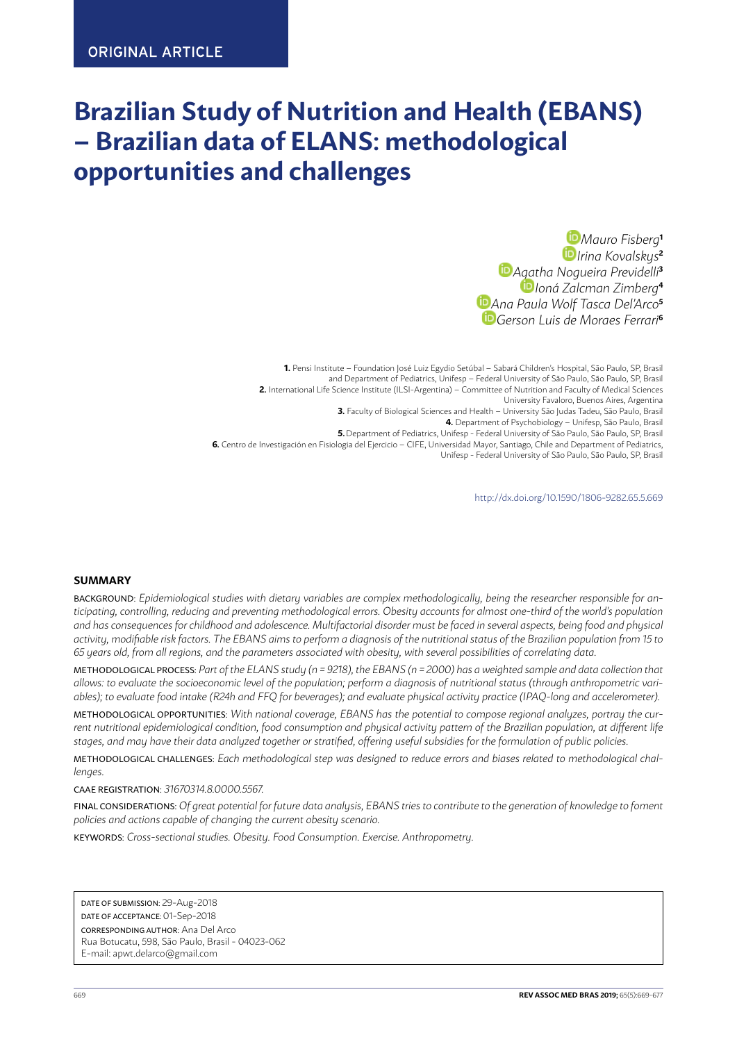ORIGINAL ARTICLE

# Brazilian Study of Nutrition and Health (EBANS) – Brazilian data of ELANS: methodological opportunities and challenges

*Mauro Fisberg*[1]
*Irina Kovalskys*[2]
*Agatha Nogueira Previdelli*[3]
*Ioná Zalcman Zimberg*[4]
*Ana Paula Wolf Tasca Del'Arco*[5]
*Gerson Luis de Moraes Ferrari*[6]

**1.** Pensi Institute – Foundation José Luiz Egydio Setúbal – Sabará Children's Hospital, São Paulo, SP, Brasil and Department of Pediatrics, Unifesp – Federal University of São Paulo, São Paulo, SP, Brasil
**2.** International Life Science Institute (ILSI-Argentina) – Committee of Nutrition and Faculty of Medical Sciences University Favaloro, Buenos Aires, Argentina
**3.** Faculty of Biological Sciences and Health – University São Judas Tadeu, São Paulo, Brasil
**4.** Department of Psychobiology – Unifesp, São Paulo, Brasil
**5.** Department of Pediatrics, Unifesp - Federal University of São Paulo, São Paulo, SP, Brasil
**6.** Centro de Investigación en Fisiologia del Ejercicio – CIFE, Universidad Mayor, Santiago, Chile and Department of Pediatrics, Unifesp - Federal University of São Paulo, São Paulo, SP, Brasil

http://dx.doi.org/10.1590/1806-9282.65.5.669

## SUMMARY

BACKGROUND: *Epidemiological studies with dietary variables are complex methodologically, being the researcher responsible for anticipating, controlling, reducing and preventing methodological errors. Obesity accounts for almost one-third of the world's population and has consequences for childhood and adolescence. Multifactorial disorder must be faced in several aspects, being food and physical activity, modifiable risk factors. The EBANS aims to perform a diagnosis of the nutritional status of the Brazilian population from 15 to 65 years old, from all regions, and the parameters associated with obesity, with several possibilities of correlating data.*

METHODOLOGICAL PROCESS: *Part of the ELANS study (n = 9218), the EBANS (n = 2000) has a weighted sample and data collection that allows: to evaluate the socioeconomic level of the population; perform a diagnosis of nutritional status (through anthropometric variables); to evaluate food intake (R24h and FFQ for beverages); and evaluate physical activity practice (IPAQ-long and accelerometer).*

METHODOLOGICAL OPPORTUNITIES: *With national coverage, EBANS has the potential to compose regional analyzes, portray the current nutritional epidemiological condition, food consumption and physical activity pattern of the Brazilian population, at different life stages, and may have their data analyzed together or stratified, offering useful subsidies for the formulation of public policies.*

METHODOLOGICAL CHALLENGES: *Each methodological step was designed to reduce errors and biases related to methodological challenges.*

CAAE REGISTRATION: *31670314.8.0000.5567.*

FINAL CONSIDERATIONS: *Of great potential for future data analysis, EBANS tries to contribute to the generation of knowledge to foment policies and actions capable of changing the current obesity scenario.*

KEYWORDS: *Cross-sectional studies. Obesity. Food Consumption. Exercise. Anthropometry.*

DATE OF SUBMISSION: 29-Aug-2018
DATE OF ACCEPTANCE: 01-Sep-2018
CORRESPONDING AUTHOR: Ana Del Arco
Rua Botucatu, 598, São Paulo, Brasil - 04023-062
E-mail: apwt.delarco@gmail.com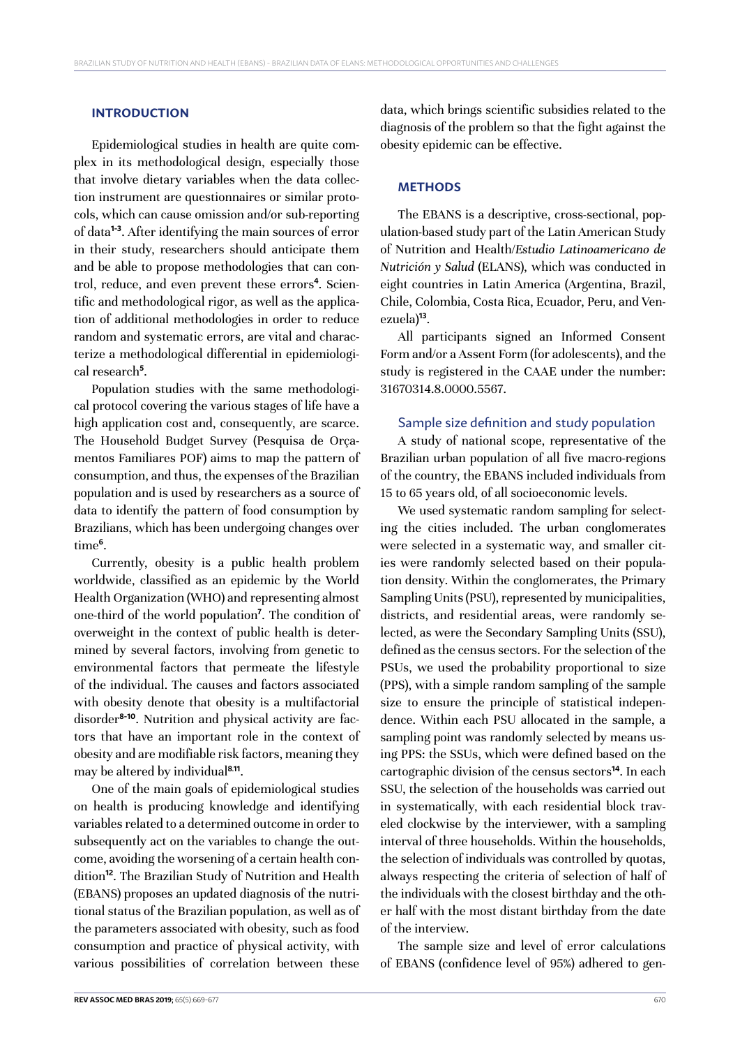## INTRODUCTION

Epidemiological studies in health are quite complex in its methodological design, especially those that involve dietary variables when the data collection instrument are questionnaires or similar protocols, which can cause omission and/or sub-reporting of data[1-3]. After identifying the main sources of error in their study, researchers should anticipate them and be able to propose methodologies that can control, reduce, and even prevent these errors[4]. Scientific and methodological rigor, as well as the application of additional methodologies in order to reduce random and systematic errors, are vital and characterize a methodological differential in epidemiological research[5].

Population studies with the same methodological protocol covering the various stages of life have a high application cost and, consequently, are scarce. The Household Budget Survey (Pesquisa de Orçamentos Familiares POF) aims to map the pattern of consumption, and thus, the expenses of the Brazilian population and is used by researchers as a source of data to identify the pattern of food consumption by Brazilians, which has been undergoing changes over time[6].

Currently, obesity is a public health problem worldwide, classified as an epidemic by the World Health Organization (WHO) and representing almost one-third of the world population[7]. The condition of overweight in the context of public health is determined by several factors, involving from genetic to environmental factors that permeate the lifestyle of the individual. The causes and factors associated with obesity denote that obesity is a multifactorial disorder[8-10]. Nutrition and physical activity are factors that have an important role in the context of obesity and are modifiable risk factors, meaning they may be altered by individual[8,11].

One of the main goals of epidemiological studies on health is producing knowledge and identifying variables related to a determined outcome in order to subsequently act on the variables to change the outcome, avoiding the worsening of a certain health condition[12]. The Brazilian Study of Nutrition and Health (EBANS) proposes an updated diagnosis of the nutritional status of the Brazilian population, as well as of the parameters associated with obesity, such as food consumption and practice of physical activity, with various possibilities of correlation between these data, which brings scientific subsidies related to the diagnosis of the problem so that the fight against the obesity epidemic can be effective.

## METHODS

The EBANS is a descriptive, cross-sectional, population-based study part of the Latin American Study of Nutrition and Health/*Estudio Latinoamericano de Nutrición y Salud* (ELANS), which was conducted in eight countries in Latin America (Argentina, Brazil, Chile, Colombia, Costa Rica, Ecuador, Peru, and Venezuela)[13].

All participants signed an Informed Consent Form and/or a Assent Form (for adolescents), and the study is registered in the CAAE under the number: 31670314.8.0000.5567.

### Sample size definition and study population

A study of national scope, representative of the Brazilian urban population of all five macro-regions of the country, the EBANS included individuals from 15 to 65 years old, of all socioeconomic levels.

We used systematic random sampling for selecting the cities included. The urban conglomerates were selected in a systematic way, and smaller cities were randomly selected based on their population density. Within the conglomerates, the Primary Sampling Units (PSU), represented by municipalities, districts, and residential areas, were randomly selected, as were the Secondary Sampling Units (SSU), defined as the census sectors. For the selection of the PSUs, we used the probability proportional to size (PPS), with a simple random sampling of the sample size to ensure the principle of statistical independence. Within each PSU allocated in the sample, a sampling point was randomly selected by means using PPS: the SSUs, which were defined based on the cartographic division of the census sectors[14]. In each SSU, the selection of the households was carried out in systematically, with each residential block traveled clockwise by the interviewer, with a sampling interval of three households. Within the households, the selection of individuals was controlled by quotas, always respecting the criteria of selection of half of the individuals with the closest birthday and the other half with the most distant birthday from the date of the interview.

The sample size and level of error calculations of EBANS (confidence level of 95%) adhered to gen-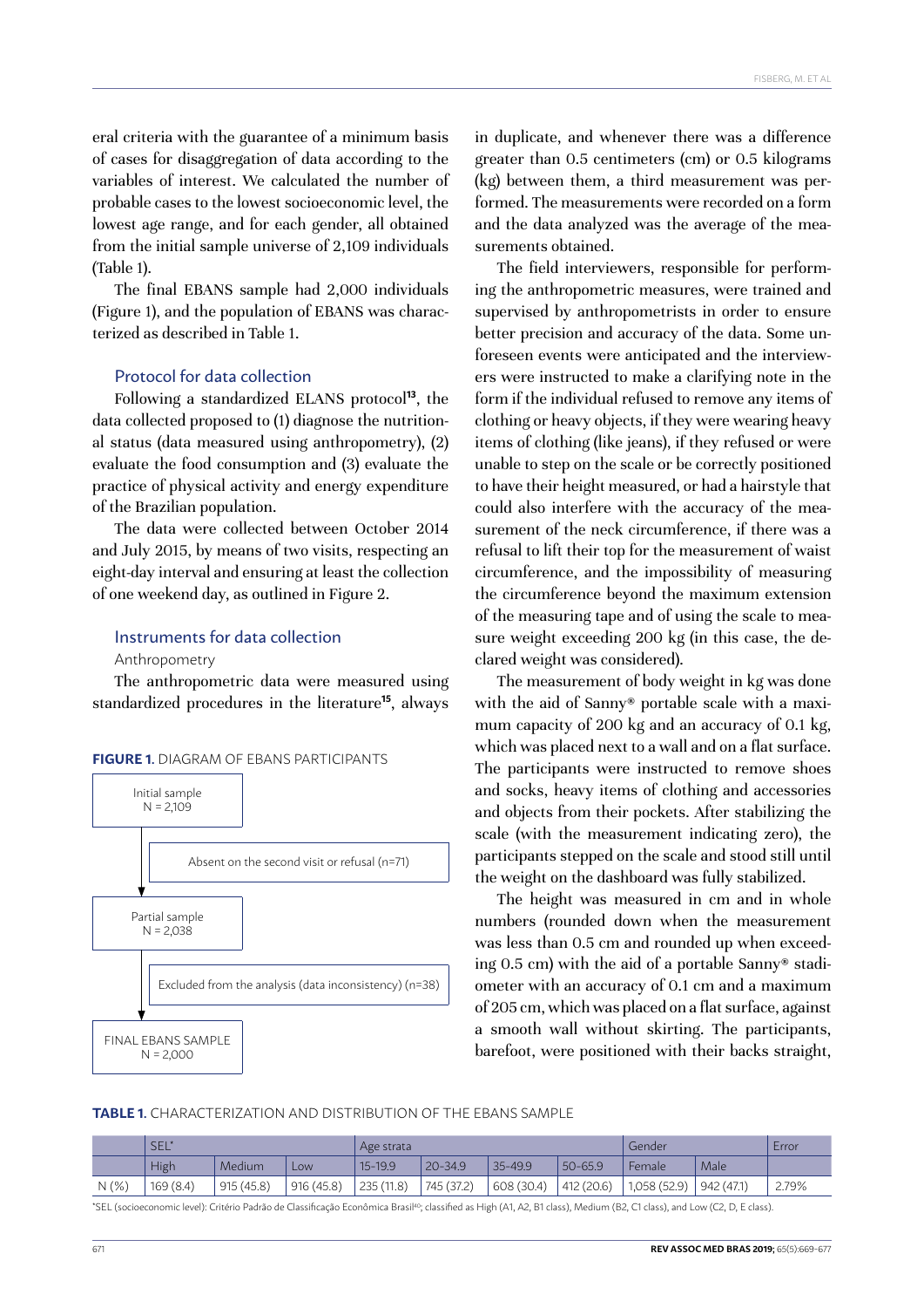eral criteria with the guarantee of a minimum basis of cases for disaggregation of data according to the variables of interest. We calculated the number of probable cases to the lowest socioeconomic level, the lowest age range, and for each gender, all obtained from the initial sample universe of 2,109 individuals (Table 1).

The final EBANS sample had 2,000 individuals (Figure 1), and the population of EBANS was characterized as described in Table 1.

### Protocol for data collection

Following a standardized ELANS protocol[13], the data collected proposed to (1) diagnose the nutritional status (data measured using anthropometry), (2) evaluate the food consumption and (3) evaluate the practice of physical activity and energy expenditure of the Brazilian population.

The data were collected between October 2014 and July 2015, by means of two visits, respecting an eight-day interval and ensuring at least the collection of one weekend day, as outlined in Figure 2.

### Instruments for data collection

#### Anthropometry

The anthropometric data were measured using standardized procedures in the literature[15], always in duplicate, and whenever there was a difference greater than 0.5 centimeters (cm) or 0.5 kilograms (kg) between them, a third measurement was performed. The measurements were recorded on a form and the data analyzed was the average of the measurements obtained.

The field interviewers, responsible for performing the anthropometric measures, were trained and supervised by anthropometrists in order to ensure better precision and accuracy of the data. Some unforeseen events were anticipated and the interviewers were instructed to make a clarifying note in the form if the individual refused to remove any items of clothing or heavy objects, if they were wearing heavy items of clothing (like jeans), if they refused or were unable to step on the scale or be correctly positioned to have their height measured, or had a hairstyle that could also interfere with the accuracy of the measurement of the neck circumference, if there was a refusal to lift their top for the measurement of waist circumference, and the impossibility of measuring the circumference beyond the maximum extension of the measuring tape and of using the scale to measure weight exceeding 200 kg (in this case, the declared weight was considered).

The measurement of body weight in kg was done with the aid of Sanny® portable scale with a maximum capacity of 200 kg and an accuracy of 0.1 kg, which was placed next to a wall and on a flat surface. The participants were instructed to remove shoes and socks, heavy items of clothing and accessories and objects from their pockets. After stabilizing the scale (with the measurement indicating zero), the participants stepped on the scale and stood still until the weight on the dashboard was fully stabilized.

The height was measured in cm and in whole numbers (rounded down when the measurement was less than 0.5 cm and rounded up when exceeding 0.5 cm) with the aid of a portable Sanny® stadiometer with an accuracy of 0.1 cm and a maximum of 205 cm, which was placed on a flat surface, against a smooth wall without skirting. The participants, barefoot, were positioned with their backs straight,

**FIGURE 1.** DIAGRAM OF EBANS PARTICIPANTS

Initial sample N = 2,109
→ Absent on the second visit or refusal (n=71)
Partial sample N = 2,038
→ Excluded from the analysis (data inconsistency) (n=38)
FINAL EBANS SAMPLE N = 2,000

**TABLE 1.** CHARACTERIZATION AND DISTRIBUTION OF THE EBANS SAMPLE

| | SEL* | | | Age strata | | | | Gender | | Error |
|---|---|---|---|---|---|---|---|---|---|---|
| | High | Medium | Low | 15-19.9 | 20-34.9 | 35-49.9 | 50-65.9 | Female | Male | |
| N (%) | 169 (8.4) | 915 (45.8) | 916 (45.8) | 235 (11.8) | 745 (37.2) | 608 (30.4) | 412 (20.6) | 1,058 (52.9) | 942 (47.1) | 2.79% |

*SEL (socioeconomic level): Critério Padrão de Classificação Econômica Brasil[40]; classified as High (A1, A2, B1 class), Medium (B2, C1 class), and Low (C2, D, E class).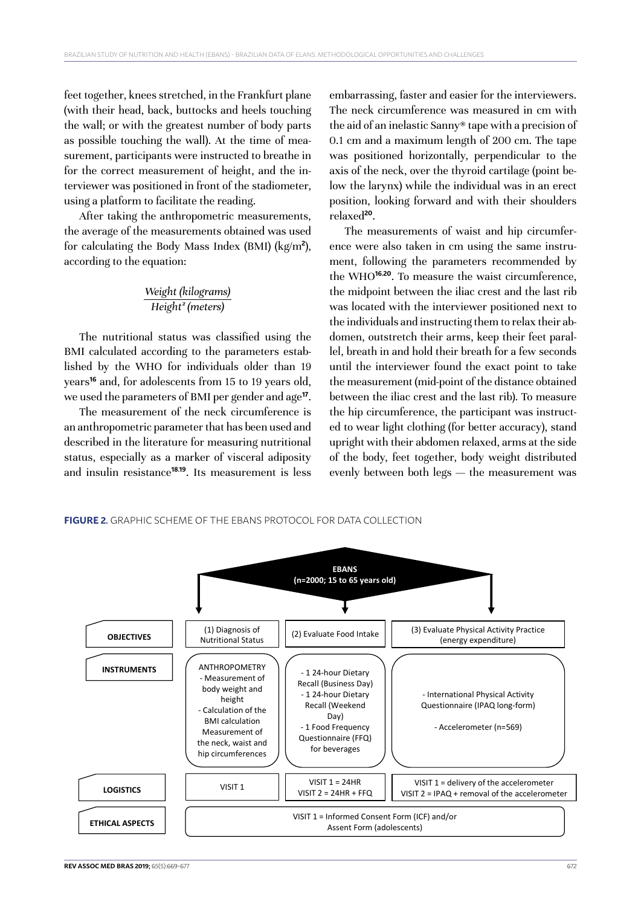feet together, knees stretched, in the Frankfurt plane (with their head, back, buttocks and heels touching the wall; or with the greatest number of body parts as possible touching the wall). At the time of measurement, participants were instructed to breathe in for the correct measurement of height, and the interviewer was positioned in front of the stadiometer, using a platform to facilitate the reading.

After taking the anthropometric measurements, the average of the measurements obtained was used for calculating the Body Mass Index (BMI) (kg/m²), according to the equation:

$$\frac{\textit{Weight (kilograms)}}{\textit{Height}^2 \textit{ (meters)}}$$

The nutritional status was classified using the BMI calculated according to the parameters established by the WHO for individuals older than 19 years[16] and, for adolescents from 15 to 19 years old, we used the parameters of BMI per gender and age[17].

The measurement of the neck circumference is an anthropometric parameter that has been used and described in the literature for measuring nutritional status, especially as a marker of visceral adiposity and insulin resistance[18,19]. Its measurement is less embarrassing, faster and easier for the interviewers. The neck circumference was measured in cm with the aid of an inelastic Sanny® tape with a precision of 0.1 cm and a maximum length of 200 cm. The tape was positioned horizontally, perpendicular to the axis of the neck, over the thyroid cartilage (point below the larynx) while the individual was in an erect position, looking forward and with their shoulders relaxed[20].

The measurements of waist and hip circumference were also taken in cm using the same instrument, following the parameters recommended by the WHO[16,20]. To measure the waist circumference, the midpoint between the iliac crest and the last rib was located with the interviewer positioned next to the individuals and instructing them to relax their abdomen, outstretch their arms, keep their feet parallel, breath in and hold their breath for a few seconds until the interviewer found the exact point to take the measurement (mid-point of the distance obtained between the iliac crest and the last rib). To measure the hip circumference, the participant was instructed to wear light clothing (for better accuracy), stand upright with their abdomen relaxed, arms at the side of the body, feet together, body weight distributed evenly between both legs — the measurement was

**FIGURE 2.** GRAPHIC SCHEME OF THE EBANS PROTOCOL FOR DATA COLLECTION

**EBANS (n=2000; 15 to 65 years old)**

| | | | |
|---|---|---|---|
| **OBJECTIVES** | (1) Diagnosis of Nutritional Status | (2) Evaluate Food Intake | (3) Evaluate Physical Activity Practice (energy expenditure) |
| **INSTRUMENTS** | ANTHROPOMETRY<br>- Measurement of body weight and height<br>- Calculation of the BMI calculation<br>Measurement of the neck, waist and hip circumferences | - 1 24-hour Dietary Recall (Business Day)<br>- 1 24-hour Dietary Recall (Weekend Day)<br>- 1 Food Frequency Questionnaire (FFQ) for beverages | - International Physical Activity Questionnaire (IPAQ long-form)<br>- Accelerometer (n=569) |
| **LOGISTICS** | VISIT 1 | VISIT 1 = 24HR<br>VISIT 2 = 24HR + FFQ | VISIT 1 = delivery of the accelerometer<br>VISIT 2 = IPAQ + removal of the accelerometer |
| **ETHICAL ASPECTS** | VISIT 1 = Informed Consent Form (ICF) and/or Assent Form (adolescents) | | |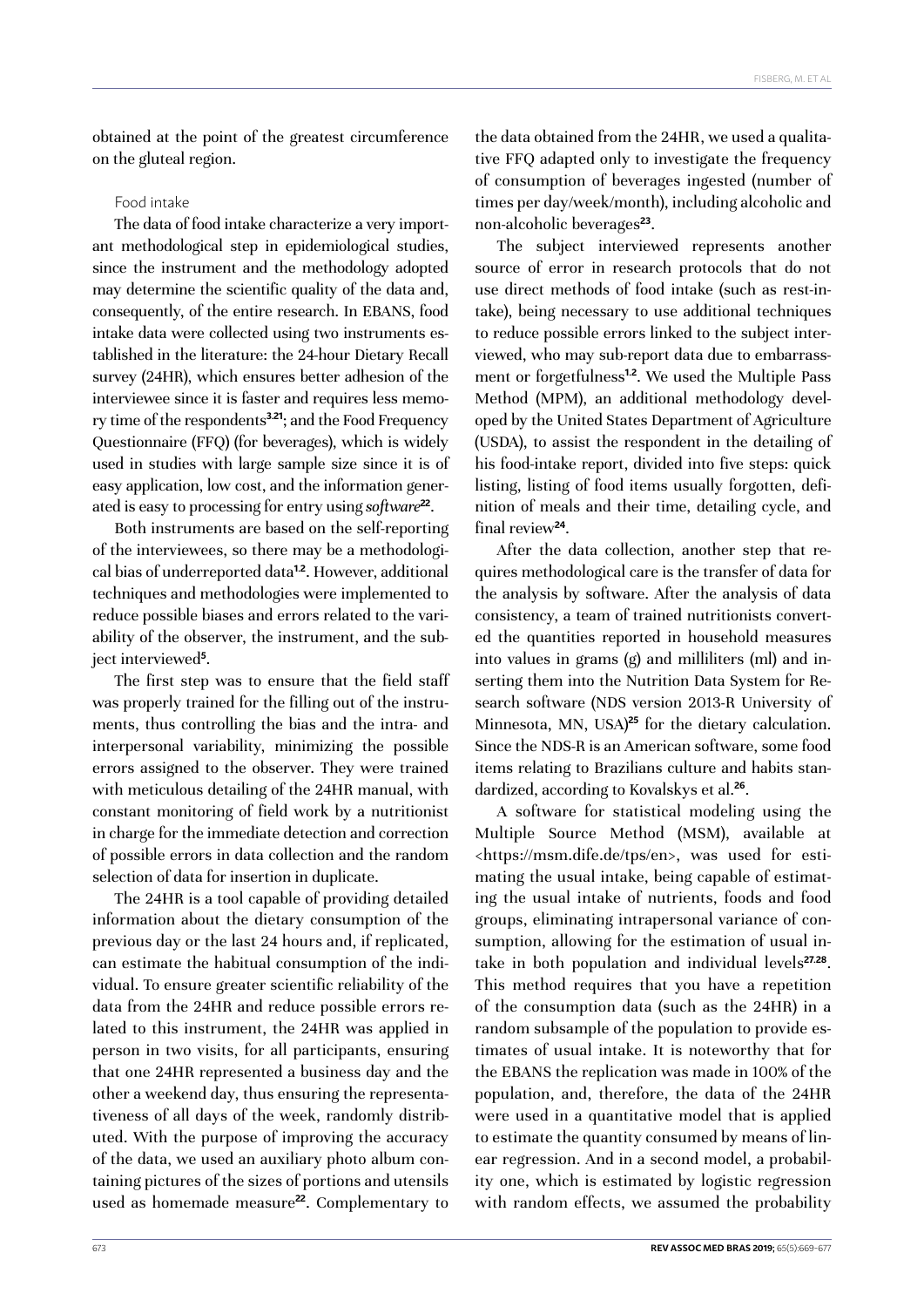obtained at the point of the greatest circumference on the gluteal region.

### Food intake

The data of food intake characterize a very important methodological step in epidemiological studies, since the instrument and the methodology adopted may determine the scientific quality of the data and, consequently, of the entire research. In EBANS, food intake data were collected using two instruments established in the literature: the 24-hour Dietary Recall survey (24HR), which ensures better adhesion of the interviewee since it is faster and requires less memory time of the respondents[3,21]; and the Food Frequency Questionnaire (FFQ) (for beverages), which is widely used in studies with large sample size since it is of easy application, low cost, and the information generated is easy to processing for entry using *software*[22].

Both instruments are based on the self-reporting of the interviewees, so there may be a methodological bias of underreported data[1,2]. However, additional techniques and methodologies were implemented to reduce possible biases and errors related to the variability of the observer, the instrument, and the subject interviewed[5].

The first step was to ensure that the field staff was properly trained for the filling out of the instruments, thus controlling the bias and the intra- and interpersonal variability, minimizing the possible errors assigned to the observer. They were trained with meticulous detailing of the 24HR manual, with constant monitoring of field work by a nutritionist in charge for the immediate detection and correction of possible errors in data collection and the random selection of data for insertion in duplicate.

The 24HR is a tool capable of providing detailed information about the dietary consumption of the previous day or the last 24 hours and, if replicated, can estimate the habitual consumption of the individual. To ensure greater scientific reliability of the data from the 24HR and reduce possible errors related to this instrument, the 24HR was applied in person in two visits, for all participants, ensuring that one 24HR represented a business day and the other a weekend day, thus ensuring the representativeness of all days of the week, randomly distributed. With the purpose of improving the accuracy of the data, we used an auxiliary photo album containing pictures of the sizes of portions and utensils used as homemade measure[22]. Complementary to the data obtained from the 24HR, we used a qualitative FFQ adapted only to investigate the frequency of consumption of beverages ingested (number of times per day/week/month), including alcoholic and non-alcoholic beverages[23].

The subject interviewed represents another source of error in research protocols that do not use direct methods of food intake (such as rest-intake), being necessary to use additional techniques to reduce possible errors linked to the subject interviewed, who may sub-report data due to embarrassment or forgetfulness[1,2]. We used the Multiple Pass Method (MPM), an additional methodology developed by the United States Department of Agriculture (USDA), to assist the respondent in the detailing of his food-intake report, divided into five steps: quick listing, listing of food items usually forgotten, definition of meals and their time, detailing cycle, and final review[24].

After the data collection, another step that requires methodological care is the transfer of data for the analysis by software. After the analysis of data consistency, a team of trained nutritionists converted the quantities reported in household measures into values in grams (g) and milliliters (ml) and inserting them into the Nutrition Data System for Research software (NDS version 2013-R University of Minnesota, MN, USA)[25] for the dietary calculation. Since the NDS-R is an American software, some food items relating to Brazilians culture and habits standardized, according to Kovalskys et al.[26].

A software for statistical modeling using the Multiple Source Method (MSM), available at <https://msm.dife.de/tps/en>, was used for estimating the usual intake, being capable of estimating the usual intake of nutrients, foods and food groups, eliminating intrapersonal variance of consumption, allowing for the estimation of usual intake in both population and individual levels[27,28]. This method requires that you have a repetition of the consumption data (such as the 24HR) in a random subsample of the population to provide estimates of usual intake. It is noteworthy that for the EBANS the replication was made in 100% of the population, and, therefore, the data of the 24HR were used in a quantitative model that is applied to estimate the quantity consumed by means of linear regression. And in a second model, a probability one, which is estimated by logistic regression with random effects, we assumed the probability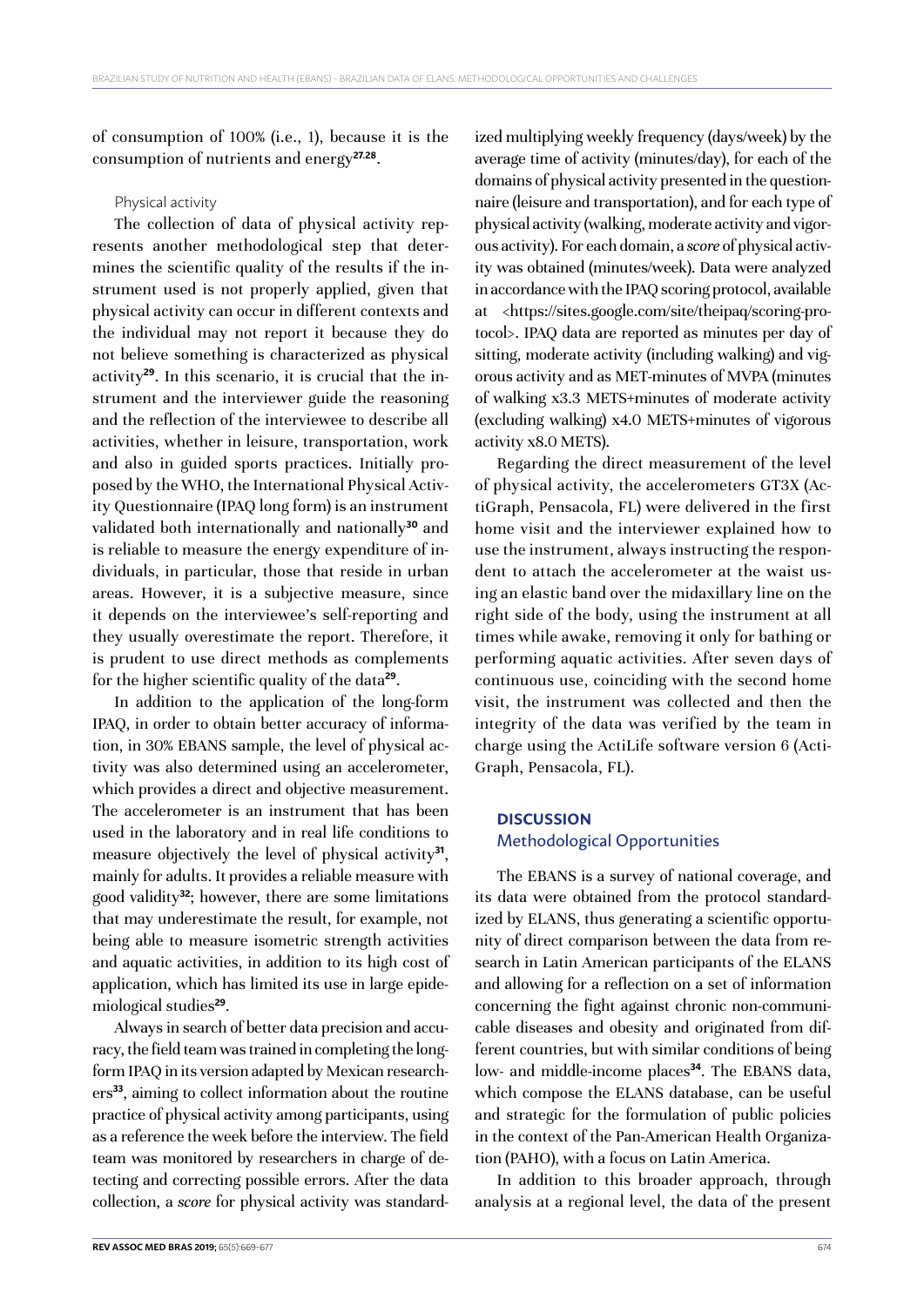of consumption of 100% (i.e., 1), because it is the consumption of nutrients and energy[27,28].

### Physical activity

The collection of data of physical activity represents another methodological step that determines the scientific quality of the results if the instrument used is not properly applied, given that physical activity can occur in different contexts and the individual may not report it because they do not believe something is characterized as physical activity[29]. In this scenario, it is crucial that the instrument and the interviewer guide the reasoning and the reflection of the interviewee to describe all activities, whether in leisure, transportation, work and also in guided sports practices. Initially proposed by the WHO, the International Physical Activity Questionnaire (IPAQ long form) is an instrument validated both internationally and nationally[30] and is reliable to measure the energy expenditure of individuals, in particular, those that reside in urban areas. However, it is a subjective measure, since it depends on the interviewee's self-reporting and they usually overestimate the report. Therefore, it is prudent to use direct methods as complements for the higher scientific quality of the data[29].

In addition to the application of the long-form IPAQ, in order to obtain better accuracy of information, in 30% EBANS sample, the level of physical activity was also determined using an accelerometer, which provides a direct and objective measurement. The accelerometer is an instrument that has been used in the laboratory and in real life conditions to measure objectively the level of physical activity[31], mainly for adults. It provides a reliable measure with good validity[32]; however, there are some limitations that may underestimate the result, for example, not being able to measure isometric strength activities and aquatic activities, in addition to its high cost of application, which has limited its use in large epidemiological studies[29].

Always in search of better data precision and accuracy, the field team was trained in completing the long-form IPAQ in its version adapted by Mexican researchers[33], aiming to collect information about the routine practice of physical activity among participants, using as a reference the week before the interview. The field team was monitored by researchers in charge of detecting and correcting possible errors. After the data collection, a *score* for physical activity was standardized multiplying weekly frequency (days/week) by the average time of activity (minutes/day), for each of the domains of physical activity presented in the questionnaire (leisure and transportation), and for each type of physical activity (walking, moderate activity and vigorous activity). For each domain, a *score* of physical activity was obtained (minutes/week). Data were analyzed in accordance with the IPAQ scoring protocol, available at <https://sites.google.com/site/theipaq/scoring-protocol>. IPAQ data are reported as minutes per day of sitting, moderate activity (including walking) and vigorous activity and as MET-minutes of MVPA (minutes of walking x3.3 METS+minutes of moderate activity (excluding walking) x4.0 METS+minutes of vigorous activity x8.0 METS).

Regarding the direct measurement of the level of physical activity, the accelerometers GT3X (ActiGraph, Pensacola, FL) were delivered in the first home visit and the interviewer explained how to use the instrument, always instructing the respondent to attach the accelerometer at the waist using an elastic band over the midaxillary line on the right side of the body, using the instrument at all times while awake, removing it only for bathing or performing aquatic activities. After seven days of continuous use, coinciding with the second home visit, the instrument was collected and then the integrity of the data was verified by the team in charge using the ActiLife software version 6 (ActiGraph, Pensacola, FL).

## DISCUSSION

### Methodological Opportunities

The EBANS is a survey of national coverage, and its data were obtained from the protocol standardized by ELANS, thus generating a scientific opportunity of direct comparison between the data from research in Latin American participants of the ELANS and allowing for a reflection on a set of information concerning the fight against chronic non-communicable diseases and obesity and originated from different countries, but with similar conditions of being low- and middle-income places[34]. The EBANS data, which compose the ELANS database, can be useful and strategic for the formulation of public policies in the context of the Pan-American Health Organization (PAHO), with a focus on Latin America.

In addition to this broader approach, through analysis at a regional level, the data of the present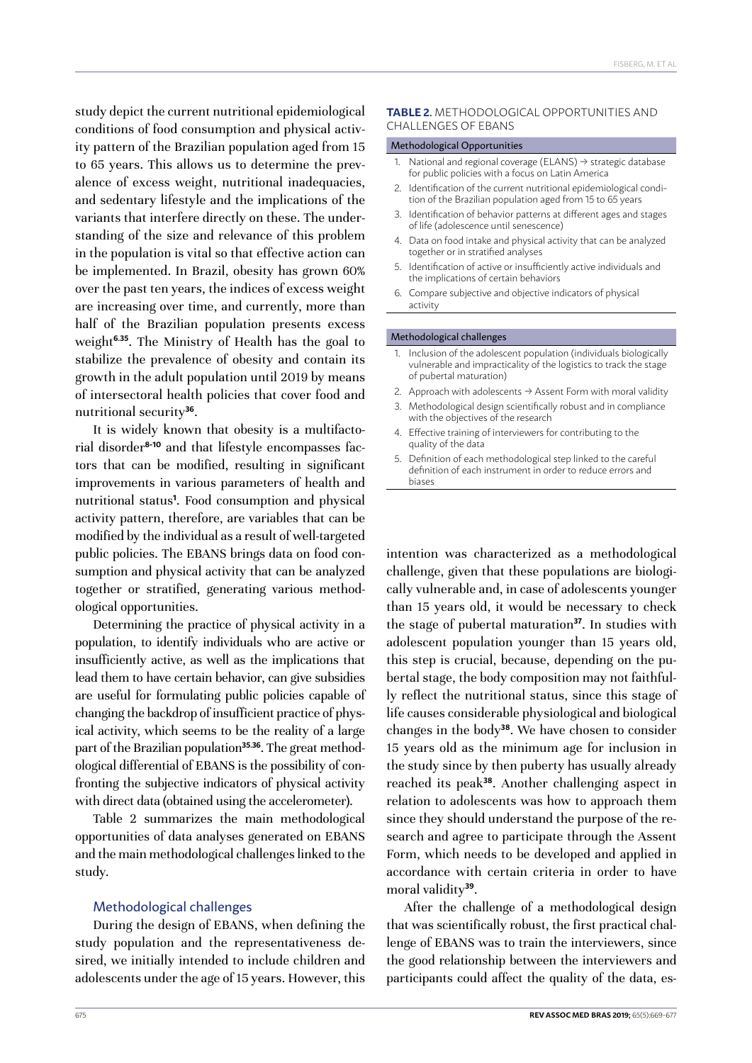study depict the current nutritional epidemiological conditions of food consumption and physical activity pattern of the Brazilian population aged from 15 to 65 years. This allows us to determine the prevalence of excess weight, nutritional inadequacies, and sedentary lifestyle and the implications of the variants that interfere directly on these. The understanding of the size and relevance of this problem in the population is vital so that effective action can be implemented. In Brazil, obesity has grown 60% over the past ten years, the indices of excess weight are increasing over time, and currently, more than half of the Brazilian population presents excess weight[6,35]. The Ministry of Health has the goal to stabilize the prevalence of obesity and contain its growth in the adult population until 2019 by means of intersectoral health policies that cover food and nutritional security[36].

It is widely known that obesity is a multifactorial disorder[8-10] and that lifestyle encompasses factors that can be modified, resulting in significant improvements in various parameters of health and nutritional status[1]. Food consumption and physical activity pattern, therefore, are variables that can be modified by the individual as a result of well-targeted public policies. The EBANS brings data on food consumption and physical activity that can be analyzed together or stratified, generating various methodological opportunities.

Determining the practice of physical activity in a population, to identify individuals who are active or insufficiently active, as well as the implications that lead them to have certain behavior, can give subsidies are useful for formulating public policies capable of changing the backdrop of insufficient practice of physical activity, which seems to be the reality of a large part of the Brazilian population[35,36]. The great methodological differential of EBANS is the possibility of confronting the subjective indicators of physical activity with direct data (obtained using the accelerometer).

Table 2 summarizes the main methodological opportunities of data analyses generated on EBANS and the main methodological challenges linked to the study.

**TABLE 2.** METHODOLOGICAL OPPORTUNITIES AND CHALLENGES OF EBANS

| Methodological Opportunities |
|---|
| 1. National and regional coverage (ELANS) → strategic database for public policies with a focus on Latin America |
| 2. Identification of the current nutritional epidemiological condition of the Brazilian population aged from 15 to 65 years |
| 3. Identification of behavior patterns at different ages and stages of life (adolescence until senescence) |
| 4. Data on food intake and physical activity that can be analyzed together or in stratified analyses |
| 5. Identification of active or insufficiently active individuals and the implications of certain behaviors |
| 6. Compare subjective and objective indicators of physical activity |
| **Methodological challenges** |
| 1. Inclusion of the adolescent population (individuals biologically vulnerable and impracticality of the logistics to track the stage of pubertal maturation) |
| 2. Approach with adolescents → Assent Form with moral validity |
| 3. Methodological design scientifically robust and in compliance with the objectives of the research |
| 4. Effective training of interviewers for contributing to the quality of the data |
| 5. Definition of each methodological step linked to the careful definition of each instrument in order to reduce errors and biases |

### Methodological challenges

During the design of EBANS, when defining the study population and the representativeness desired, we initially intended to include children and adolescents under the age of 15 years. However, this intention was characterized as a methodological challenge, given that these populations are biologically vulnerable and, in case of adolescents younger than 15 years old, it would be necessary to check the stage of pubertal maturation[37]. In studies with adolescent population younger than 15 years old, this step is crucial, because, depending on the pubertal stage, the body composition may not faithfully reflect the nutritional status, since this stage of life causes considerable physiological and biological changes in the body[38]. We have chosen to consider 15 years old as the minimum age for inclusion in the study since by then puberty has usually already reached its peak[38]. Another challenging aspect in relation to adolescents was how to approach them since they should understand the purpose of the research and agree to participate through the Assent Form, which needs to be developed and applied in accordance with certain criteria in order to have moral validity[39].

After the challenge of a methodological design that was scientifically robust, the first practical challenge of EBANS was to train the interviewers, since the good relationship between the interviewers and participants could affect the quality of the data, es-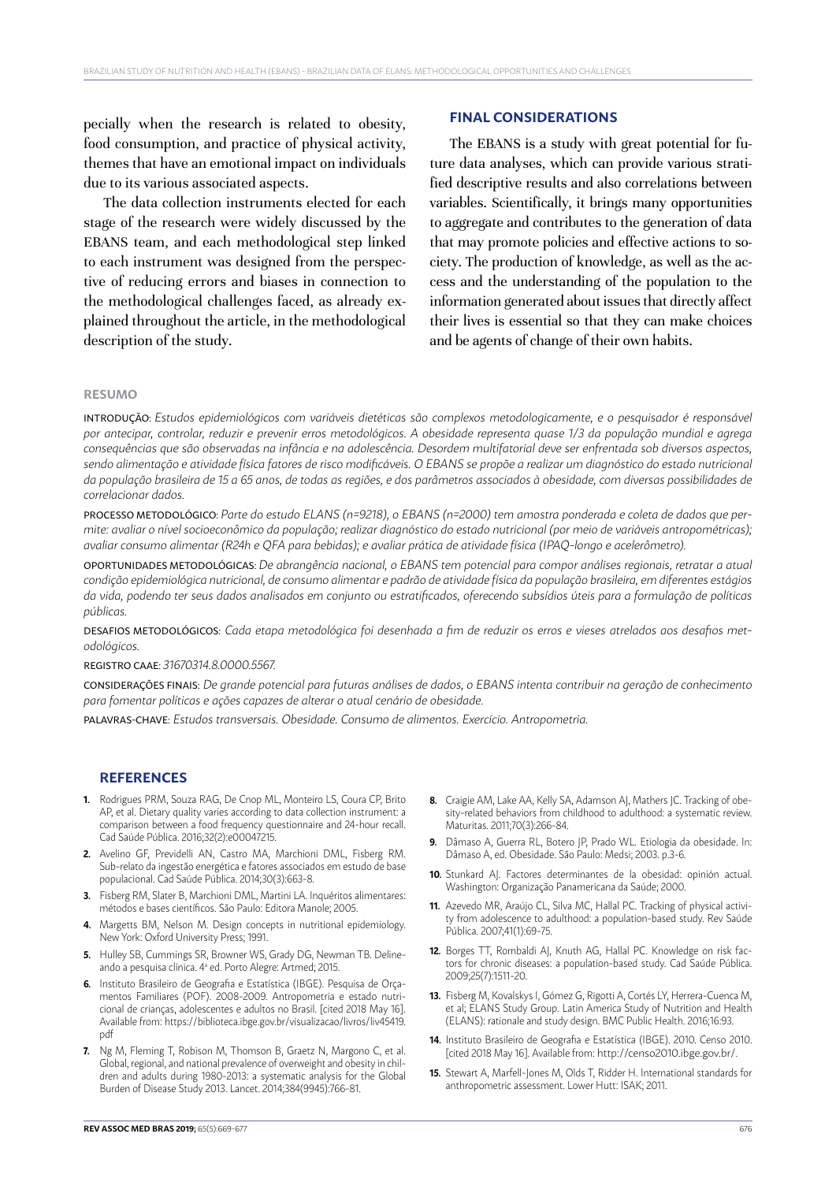pecially when the research is related to obesity, food consumption, and practice of physical activity, themes that have an emotional impact on individuals due to its various associated aspects.

The data collection instruments elected for each stage of the research were widely discussed by the EBANS team, and each methodological step linked to each instrument was designed from the perspective of reducing errors and biases in connection to the methodological challenges faced, as already explained throughout the article, in the methodological description of the study.

## FINAL CONSIDERATIONS

The EBANS is a study with great potential for future data analyses, which can provide various stratified descriptive results and also correlations between variables. Scientifically, it brings many opportunities to aggregate and contributes to the generation of data that may promote policies and effective actions to society. The production of knowledge, as well as the access and the understanding of the population to the information generated about issues that directly affect their lives is essential so that they can make choices and be agents of change of their own habits.

## RESUMO

INTRODUÇÃO: *Estudos epidemiológicos com variáveis dietéticas são complexos metodologicamente, e o pesquisador é responsável por antecipar, controlar, reduzir e prevenir erros metodológicos. A obesidade representa quase 1/3 da população mundial e agrega consequências que são observadas na infância e na adolescência. Desordem multifatorial deve ser enfrentada sob diversos aspectos, sendo alimentação e atividade física fatores de risco modificáveis. O EBANS se propõe a realizar um diagnóstico do estado nutricional da população brasileira de 15 a 65 anos, de todas as regiões, e dos parâmetros associados à obesidade, com diversas possibilidades de correlacionar dados.*

PROCESSO METODOLÓGICO: *Parte do estudo ELANS (n=9218), o EBANS (n=2000) tem amostra ponderada e coleta de dados que permite: avaliar o nível socioeconômico da população; realizar diagnóstico do estado nutricional (por meio de variáveis antropométricas); avaliar consumo alimentar (R24h e QFA para bebidas); e avaliar prática de atividade física (IPAQ-longo e acelerômetro).*

OPORTUNIDADES METODOLÓGICAS: *De abrangência nacional, o EBANS tem potencial para compor análises regionais, retratar a atual condição epidemiológica nutricional, de consumo alimentar e padrão de atividade física da população brasileira, em diferentes estágios da vida, podendo ter seus dados analisados em conjunto ou estratificados, oferecendo subsídios úteis para a formulação de políticas públicas.*

DESAFIOS METODOLÓGICOS: *Cada etapa metodológica foi desenhada a fim de reduzir os erros e vieses atrelados aos desafios metodológicos.*

REGISTRO CAAE: *31670314.8.0000.5567.*

CONSIDERAÇÕES FINAIS: *De grande potencial para futuras análises de dados, o EBANS intenta contribuir na geração de conhecimento para fomentar políticas e ações capazes de alterar o atual cenário de obesidade.*

PALAVRAS-CHAVE: *Estudos transversais. Obesidade. Consumo de alimentos. Exercício. Antropometria.*

## REFERENCES

1. Rodrigues PRM, Souza RAG, De Cnop ML, Monteiro LS, Coura CP, Brito AP, et al. Dietary quality varies according to data collection instrument: a comparison between a food frequency questionnaire and 24-hour recall. Cad Saúde Pública. 2016;32(2):e00047215.
2. Avelino GF, Previdelli AN, Castro MA, Marchioni DML, Fisberg RM. Sub-relato da ingestão energética e fatores associados em estudo de base populacional. Cad Saúde Pública. 2014;30(3):663-8.
3. Fisberg RM, Slater B, Marchioni DML, Martini LA. Inquéritos alimentares: métodos e bases científicos. São Paulo: Editora Manole; 2005.
4. Margetts BM, Nelson M. Design concepts in nutritional epidemiology. New York: Oxford University Press; 1991.
5. Hulley SB, Cummings SR, Browner WS, Grady DG, Newman TB. Delineando a pesquisa clínica. 4ª ed. Porto Alegre: Artmed; 2015.
6. Instituto Brasileiro de Geografia e Estatística (IBGE). Pesquisa de Orçamentos Familiares (POF). 2008-2009. Antropometria e estado nutricional de crianças, adolescentes e adultos no Brasil. [cited 2018 May 16]. Available from: https://biblioteca.ibge.gov.br/visualizacao/livros/liv45419.pdf
7. Ng M, Fleming T, Robison M, Thomson B, Graetz N, Margono C, et al. Global, regional, and national prevalence of overweight and obesity in children and adults during 1980-2013: a systematic analysis for the Global Burden of Disease Study 2013. Lancet. 2014;384(9945):766-81.
8. Craigie AM, Lake AA, Kelly SA, Adamson AJ, Mathers JC. Tracking of obesity-related behaviors from childhood to adulthood: a systematic review. Maturitas. 2011;70(3):266-84.
9. Dâmaso A, Guerra RL, Botero JP, Prado WL. Etiologia da obesidade. In: Dâmaso A, ed. Obesidade. São Paulo: Medsi; 2003. p.3-6.
10. Stunkard AJ. Factores determinantes de la obesidad: opinión actual. Washington: Organização Panamericana da Saúde; 2000.
11. Azevedo MR, Araújo CL, Silva MC, Hallal PC. Tracking of physical activity from adolescence to adulthood: a population-based study. Rev Saúde Pública. 2007;41(1):69-75.
12. Borges TT, Rombaldi AJ, Knuth AG, Hallal PC. Knowledge on risk factors for chronic diseases: a population-based study. Cad Saúde Pública. 2009;25(7):1511-20.
13. Fisberg M, Kovalskys I, Gómez G, Rigotti A, Cortés LY, Herrera-Cuenca M, et al; ELANS Study Group. Latin America Study of Nutrition and Health (ELANS): rationale and study design. BMC Public Health. 2016;16:93.
14. Instituto Brasileiro de Geografia e Estatística (IBGE). 2010. Censo 2010. [cited 2018 May 16]. Available from: http://censo2010.ibge.gov.br/.
15. Stewart A, Marfell-Jones M, Olds T, Ridder H. International standards for anthropometric assessment. Lower Hutt: ISAK; 2011.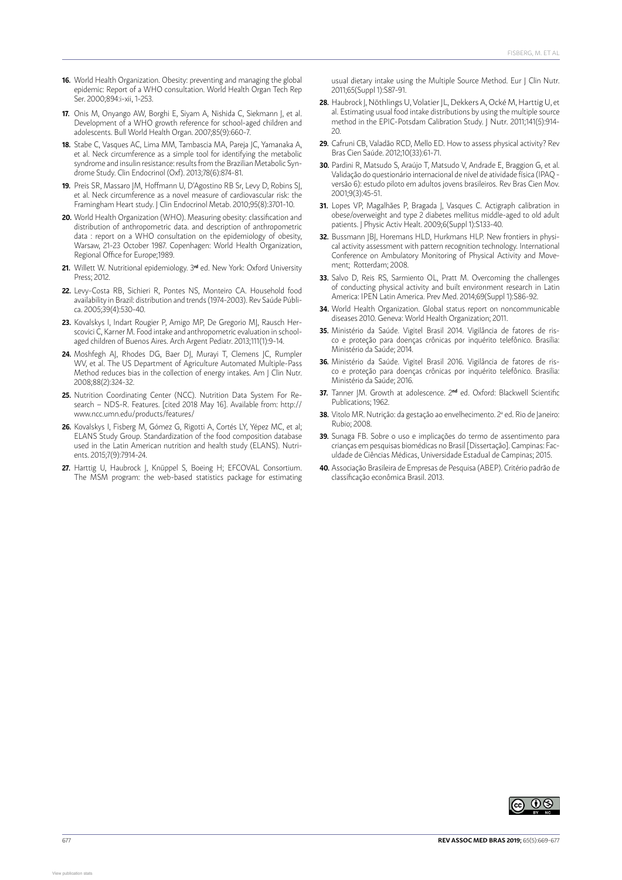16. World Health Organization. Obesity: preventing and managing the global epidemic: Report of a WHO consultation. World Health Organ Tech Rep Ser. 2000;894:i-xii, 1-253.

17. Onis M, Onyango AW, Borghi E, Siyam A, Nishida C, Siekmann J, et al. Development of a WHO growth reference for school-aged children and adolescents. Bull World Health Organ. 2007;85(9):660-7.

18. Stabe C, Vasques AC, Lima MM, Tambascia MA, Pareja JC, Yamanaka A, et al. Neck circumference as a simple tool for identifying the metabolic syndrome and insulin resistance: results from the Brazilian Metabolic Syndrome Study. Clin Endocrinol (Oxf). 2013;78(6):874-81.

19. Preis SR, Massaro JM, Hoffmann U, D'Agostino RB Sr, Levy D, Robins SJ, et al. Neck circumference as a novel measure of cardiovascular risk: the Framingham Heart study. J Clin Endocrinol Metab. 2010;95(8):3701-10.

20. World Health Organization (WHO). Measuring obesity: classification and distribution of anthropometric data. and description of anthropometric data : report on a WHO consultation on the epidemiology of obesity, Warsaw, 21-23 October 1987. Copenhagen: World Health Organization, Regional Office for Europe;1989.

21. Willett W. Nutritional epidemiology. 3rd ed. New York: Oxford University Press; 2012.

22. Levy-Costa RB, Sichieri R, Pontes NS, Monteiro CA. Household food availability in Brazil: distribution and trends (1974-2003). Rev Saúde Pública. 2005;39(4):530-40.

23. Kovalskys I, Indart Rougier P, Amigo MP, De Gregorio MJ, Rausch Herscovici C, Karner M. Food intake and anthropometric evaluation in school-aged children of Buenos Aires. Arch Argent Pediatr. 2013;111(1):9-14.

24. Moshfegh AJ, Rhodes DG, Baer DJ, Murayi T, Clemens JC, Rumpler WV, et al. The US Department of Agriculture Automated Multiple-Pass Method reduces bias in the collection of energy intakes. Am J Clin Nutr. 2008;88(2):324-32.

25. Nutrition Coordinating Center (NCC). Nutrition Data System For Research – NDS-R. Features. [cited 2018 May 16]. Available from: http://www.ncc.umn.edu/products/features/

26. Kovalskys I, Fisberg M, Gómez G, Rigotti A, Cortés LY, Yépez MC, et al; ELANS Study Group. Standardization of the food composition database used in the Latin American nutrition and health study (ELANS). Nutrients. 2015;7(9):7914-24.

27. Harttig U, Haubrock J, Knüppel S, Boeing H; EFCOVAL Consortium. The MSM program: the web-based statistics package for estimating usual dietary intake using the Multiple Source Method. Eur J Clin Nutr. 2011;65(Suppl 1):S87-91.

28. Haubrock J, Nöthlings U, Volatier JL, Dekkers A, Ocké M, Harttig U, et al. Estimating usual food intake distributions by using the multiple source method in the EPIC-Potsdam Calibration Study. J Nutr. 2011;141(5):914-20.

29. Cafruni CB, Valadão RCD, Mello ED. How to assess physical activity? Rev Bras Cien Saúde. 2012;10(33):61-71.

30. Pardini R, Matsudo S, Araújo T, Matsudo V, Andrade E, Braggion G, et al. Validação do questionário internacional de nível de atividade física (IPAQ - versão 6): estudo piloto em adultos jovens brasileiros. Rev Bras Cien Mov. 2001;9(3):45-51.

31. Lopes VP, Magalhães P, Bragada J, Vasques C. Actigraph calibration in obese/overweight and type 2 diabetes mellitus middle-aged to old adult patients. J Physic Activ Healt. 2009;6(Suppl 1):S133-40.

32. Bussmann JBJ, Horemans HLD, Hurkmans HLP. New frontiers in physical activity assessment with pattern recognition technology. International Conference on Ambulatory Monitoring of Physical Activity and Movement; Rotterdam; 2008.

33. Salvo D, Reis RS, Sarmiento OL, Pratt M. Overcoming the challenges of conducting physical activity and built environment research in Latin America: IPEN Latin America. Prev Med. 2014;69(Suppl 1):S86-92.

34. World Health Organization. Global status report on noncommunicable diseases 2010. Geneva: World Health Organization; 2011.

35. Ministério da Saúde. Vigitel Brasil 2014. Vigilância de fatores de risco e proteção para doenças crônicas por inquérito telefônico. Brasília: Ministério da Saúde; 2014.

36. Ministério da Saúde. Vigitel Brasil 2016. Vigilância de fatores de risco e proteção para doenças crônicas por inquérito telefônico. Brasília: Ministério da Saúde; 2016.

37. Tanner JM. Growth at adolescence. 2nd ed. Oxford: Blackwell Scientific Publications; 1962.

38. Vitolo MR. Nutrição: da gestação ao envelhecimento. 2ª ed. Rio de Janeiro: Rubio; 2008.

39. Sunaga FB. Sobre o uso e implicações do termo de assentimento para crianças em pesquisas biomédicas no Brasil [Dissertação]. Campinas: Faculdade de Ciências Médicas, Universidade Estadual de Campinas; 2015.

40. Associação Brasileira de Empresas de Pesquisa (ABEP). Critério padrão de classificação econômica Brasil. 2013.